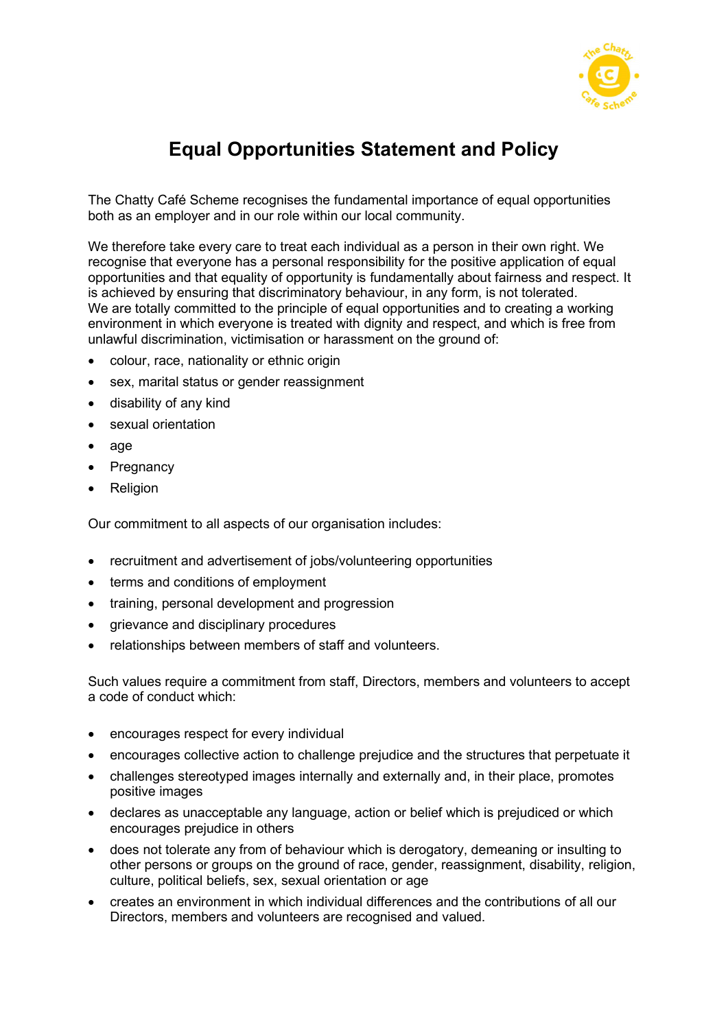# Equal Opportunities Statement and Policy

The Chatty Café Scheme recognises the fundamental importance of equal opportunities both as an employer and in our role within our local community.

We therefore take every care to treat each individual as a person in their own right. We recognise that everyone has a personal responsibility for the positive application of equal opportunities and that equality of opportunity is fundamentally about fairness and respect. It is achieved by ensuring that discriminatory behaviour, in any form, is not tolerated.
We are totally committed to the principle of equal opportunities and to creating a working environment in which everyone is treated with dignity and respect, and which is free from unlawful discrimination, victimisation or harassment on the ground of:

- colour, race, nationality or ethnic origin
- sex, marital status or gender reassignment
- disability of any kind
- sexual orientation
- age
- Pregnancy
- Religion

Our commitment to all aspects of our organisation includes:

- recruitment and advertisement of jobs/volunteering opportunities
- terms and conditions of employment
- training, personal development and progression
- grievance and disciplinary procedures
- relationships between members of staff and volunteers.

Such values require a commitment from staff, Directors, members and volunteers to accept a code of conduct which:

- encourages respect for every individual
- encourages collective action to challenge prejudice and the structures that perpetuate it
- challenges stereotyped images internally and externally and, in their place, promotes positive images
- declares as unacceptable any language, action or belief which is prejudiced or which encourages prejudice in others
- does not tolerate any from of behaviour which is derogatory, demeaning or insulting to other persons or groups on the ground of race, gender, reassignment, disability, religion, culture, political beliefs, sex, sexual orientation or age
- creates an environment in which individual differences and the contributions of all our Directors, members and volunteers are recognised and valued.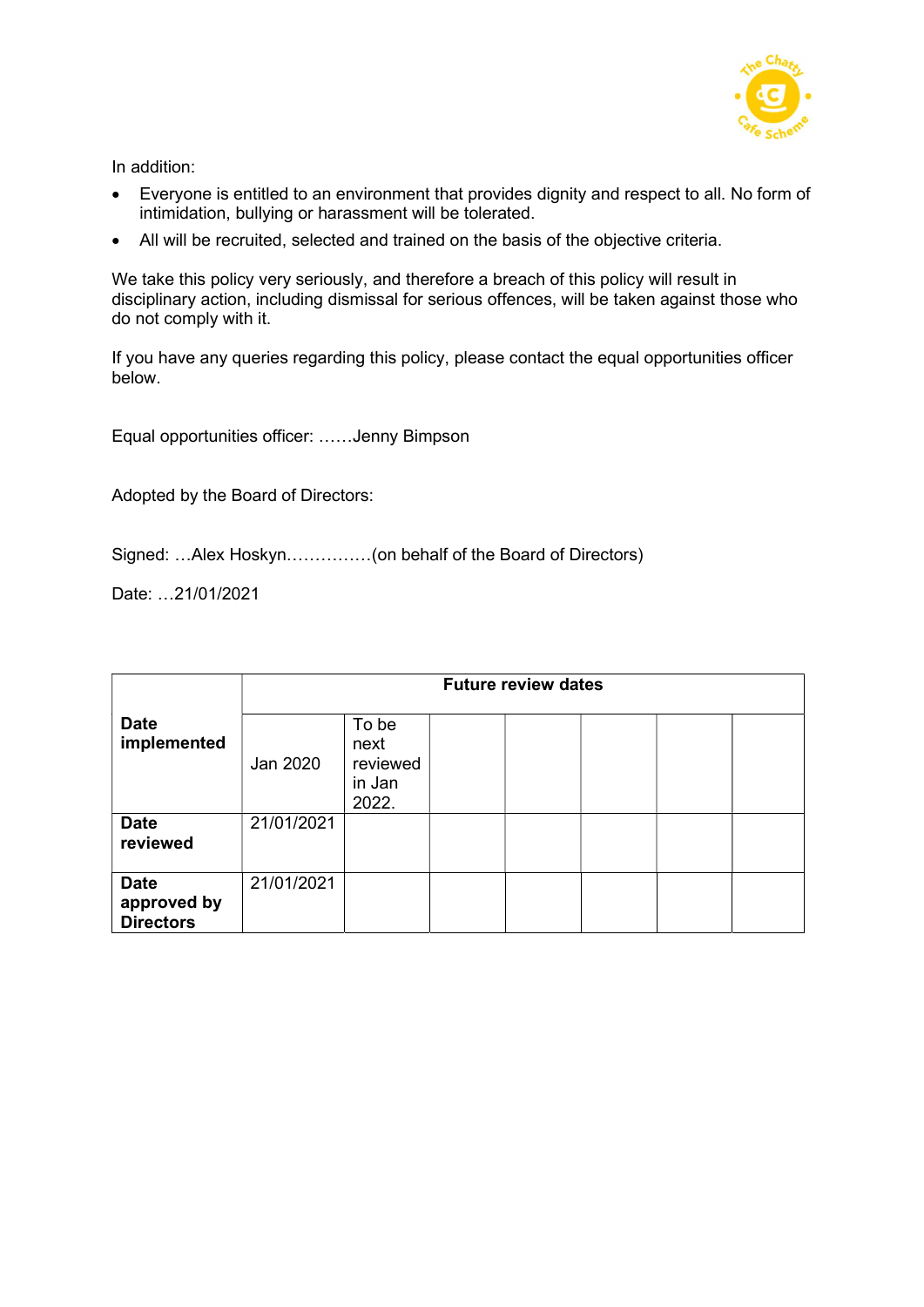In addition:

- Everyone is entitled to an environment that provides dignity and respect to all. No form of intimidation, bullying or harassment will be tolerated.
- All will be recruited, selected and trained on the basis of the objective criteria.

We take this policy very seriously, and therefore a breach of this policy will result in disciplinary action, including dismissal for serious offences, will be taken against those who do not comply with it.

If you have any queries regarding this policy, please contact the equal opportunities officer below.

Equal opportunities officer: ……Jenny Bimpson

Adopted by the Board of Directors:

Signed: …Alex Hoskyn……………(on behalf of the Board of Directors)

Date: …21/01/2021

| | Future review dates | | | | | | |
|---|---|---|---|---|---|---|---|
| **Date implemented** | Jan 2020 | To be next reviewed in Jan 2022. | | | | | |
| **Date reviewed** | 21/01/2021 | | | | | | |
| **Date approved by Directors** | 21/01/2021 | | | | | | |